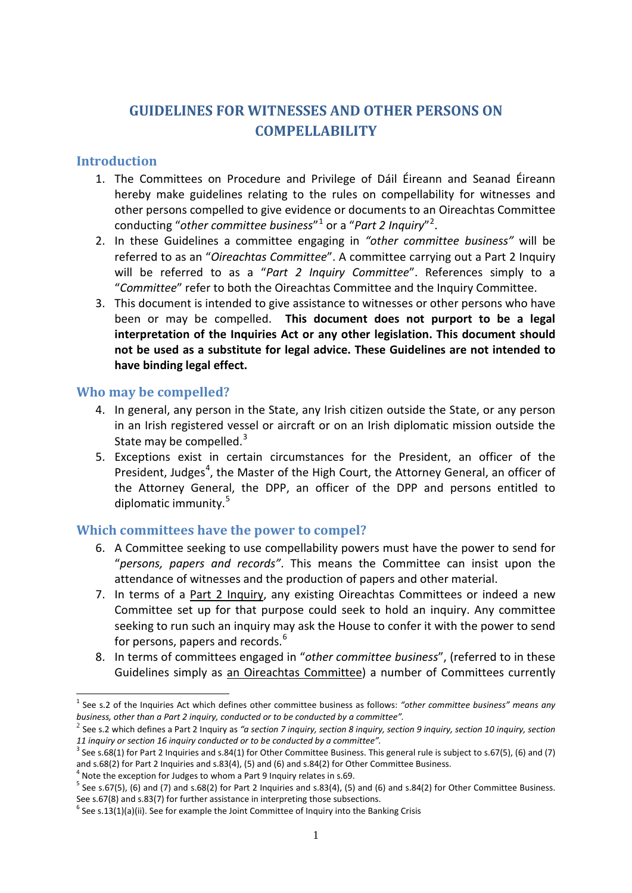# GUIDELINES FOR WITNESSES AND OTHER PERSONS ON COMPELLABILITY

## Introduction

1. The Committees on Procedure and Privilege of Dáil Éireann and Seanad Éireann hereby make guidelines relating to the rules on compellability for witnesses and other persons compelled to give evidence or documents to an Oireachtas Committee conducting "*other committee business*"[1] or a "*Part 2 Inquiry*"[2].
2. In these Guidelines a committee engaging in *"other committee business"* will be referred to as an "*Oireachtas Committee*". A committee carrying out a Part 2 Inquiry will be referred to as a "*Part 2 Inquiry Committee*". References simply to a "*Committee*" refer to both the Oireachtas Committee and the Inquiry Committee.
3. This document is intended to give assistance to witnesses or other persons who have been or may be compelled. **This document does not purport to be a legal interpretation of the Inquiries Act or any other legislation. This document should not be used as a substitute for legal advice. These Guidelines are not intended to have binding legal effect.**

## Who may be compelled?

4. In general, any person in the State, any Irish citizen outside the State, or any person in an Irish registered vessel or aircraft or on an Irish diplomatic mission outside the State may be compelled.[3]
5. Exceptions exist in certain circumstances for the President, an officer of the President, Judges[4], the Master of the High Court, the Attorney General, an officer of the Attorney General, the DPP, an officer of the DPP and persons entitled to diplomatic immunity.[5]

## Which committees have the power to compel?

6. A Committee seeking to use compellability powers must have the power to send for "*persons, papers and records"*. This means the Committee can insist upon the attendance of witnesses and the production of papers and other material.
7. In terms of a Part 2 Inquiry, any existing Oireachtas Committees or indeed a new Committee set up for that purpose could seek to hold an inquiry. Any committee seeking to run such an inquiry may ask the House to confer it with the power to send for persons, papers and records.[6]
8. In terms of committees engaged in "*other committee business*", (referred to in these Guidelines simply as an Oireachtas Committee) a number of Committees currently

---

[1] See s.2 of the Inquiries Act which defines other committee business as follows: *"other committee business" means any business, other than a Part 2 inquiry, conducted or to be conducted by a committee".*

[2] See s.2 which defines a Part 2 Inquiry as *"a section 7 inquiry, section 8 inquiry, section 9 inquiry, section 10 inquiry, section 11 inquiry or section 16 inquiry conducted or to be conducted by a committee".*

[3] See s.68(1) for Part 2 Inquiries and s.84(1) for Other Committee Business. This general rule is subject to s.67(5), (6) and (7) and s.68(2) for Part 2 Inquiries and s.83(4), (5) and (6) and s.84(2) for Other Committee Business.

[4] Note the exception for Judges to whom a Part 9 Inquiry relates in s.69.

[5] See s.67(5), (6) and (7) and s.68(2) for Part 2 Inquiries and s.83(4), (5) and (6) and s.84(2) for Other Committee Business. See s.67(8) and s.83(7) for further assistance in interpreting those subsections.

[6] See s.13(1)(a)(ii). See for example the Joint Committee of Inquiry into the Banking Crisis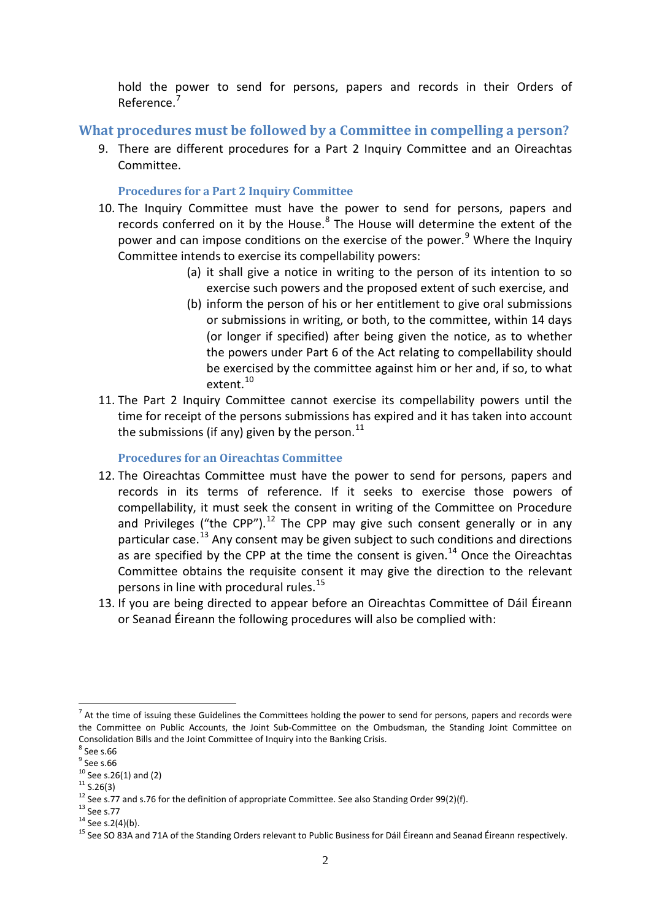hold the power to send for persons, papers and records in their Orders of Reference.[7]

## What procedures must be followed by a Committee in compelling a person?

9. There are different procedures for a Part 2 Inquiry Committee and an Oireachtas Committee.

### Procedures for a Part 2 Inquiry Committee

10. The Inquiry Committee must have the power to send for persons, papers and records conferred on it by the House.[8] The House will determine the extent of the power and can impose conditions on the exercise of the power.[9] Where the Inquiry Committee intends to exercise its compellability powers:
    - (a) it shall give a notice in writing to the person of its intention to so exercise such powers and the proposed extent of such exercise, and
    - (b) inform the person of his or her entitlement to give oral submissions or submissions in writing, or both, to the committee, within 14 days (or longer if specified) after being given the notice, as to whether the powers under Part 6 of the Act relating to compellability should be exercised by the committee against him or her and, if so, to what extent.[10]
11. The Part 2 Inquiry Committee cannot exercise its compellability powers until the time for receipt of the persons submissions has expired and it has taken into account the submissions (if any) given by the person.[11]

### Procedures for an Oireachtas Committee

12. The Oireachtas Committee must have the power to send for persons, papers and records in its terms of reference. If it seeks to exercise those powers of compellability, it must seek the consent in writing of the Committee on Procedure and Privileges ("the CPP").[12] The CPP may give such consent generally or in any particular case.[13] Any consent may be given subject to such conditions and directions as are specified by the CPP at the time the consent is given.[14] Once the Oireachtas Committee obtains the requisite consent it may give the direction to the relevant persons in line with procedural rules.[15]
13. If you are being directed to appear before an Oireachtas Committee of Dáil Éireann or Seanad Éireann the following procedures will also be complied with:

---

[7] At the time of issuing these Guidelines the Committees holding the power to send for persons, papers and records were the Committee on Public Accounts, the Joint Sub-Committee on the Ombudsman, the Standing Joint Committee on Consolidation Bills and the Joint Committee of Inquiry into the Banking Crisis.

[8] See s.66

[9] See s.66

[10] See s.26(1) and (2)

[11] S.26(3)

[12] See s.77 and s.76 for the definition of appropriate Committee. See also Standing Order 99(2)(f).

[13] See s.77

[14] See s.2(4)(b).

[15] See SO 83A and 71A of the Standing Orders relevant to Public Business for Dáil Éireann and Seanad Éireann respectively.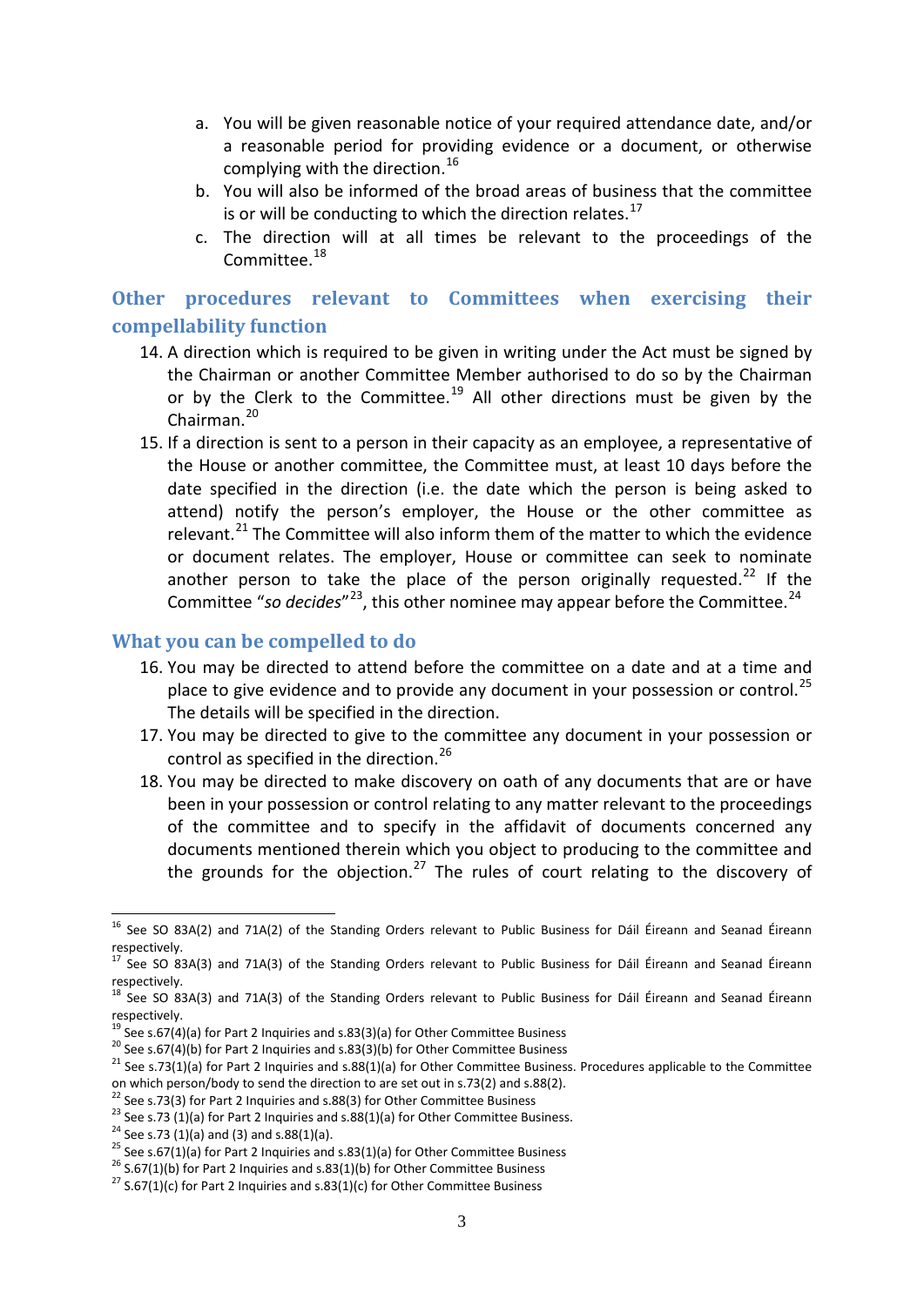a. You will be given reasonable notice of your required attendance date, and/or a reasonable period for providing evidence or a document, or otherwise complying with the direction.[16]
b. You will also be informed of the broad areas of business that the committee is or will be conducting to which the direction relates.[17]
c. The direction will at all times be relevant to the proceedings of the Committee.[18]

## Other procedures relevant to Committees when exercising their compellability function

14. A direction which is required to be given in writing under the Act must be signed by the Chairman or another Committee Member authorised to do so by the Chairman or by the Clerk to the Committee.[19] All other directions must be given by the Chairman.[20]
15. If a direction is sent to a person in their capacity as an employee, a representative of the House or another committee, the Committee must, at least 10 days before the date specified in the direction (i.e. the date which the person is being asked to attend) notify the person's employer, the House or the other committee as relevant.[21] The Committee will also inform them of the matter to which the evidence or document relates. The employer, House or committee can seek to nominate another person to take the place of the person originally requested.[22] If the Committee "*so decides*"[23], this other nominee may appear before the Committee.[24]

## What you can be compelled to do

16. You may be directed to attend before the committee on a date and at a time and place to give evidence and to provide any document in your possession or control.[25] The details will be specified in the direction.
17. You may be directed to give to the committee any document in your possession or control as specified in the direction.[26]
18. You may be directed to make discovery on oath of any documents that are or have been in your possession or control relating to any matter relevant to the proceedings of the committee and to specify in the affidavit of documents concerned any documents mentioned therein which you object to producing to the committee and the grounds for the objection.[27] The rules of court relating to the discovery of

---

[16] See SO 83A(2) and 71A(2) of the Standing Orders relevant to Public Business for Dáil Éireann and Seanad Éireann respectively.

[17] See SO 83A(3) and 71A(3) of the Standing Orders relevant to Public Business for Dáil Éireann and Seanad Éireann respectively.

[18] See SO 83A(3) and 71A(3) of the Standing Orders relevant to Public Business for Dáil Éireann and Seanad Éireann respectively.

[19] See s.67(4)(a) for Part 2 Inquiries and s.83(3)(a) for Other Committee Business

[20] See s.67(4)(b) for Part 2 Inquiries and s.83(3)(b) for Other Committee Business

[21] See s.73(1)(a) for Part 2 Inquiries and s.88(1)(a) for Other Committee Business. Procedures applicable to the Committee on which person/body to send the direction to are set out in s.73(2) and s.88(2).

[22] See s.73(3) for Part 2 Inquiries and s.88(3) for Other Committee Business

[23] See s.73 (1)(a) for Part 2 Inquiries and s.88(1)(a) for Other Committee Business.

[24] See s.73 (1)(a) and (3) and s.88(1)(a).

[25] See s.67(1)(a) for Part 2 Inquiries and s.83(1)(a) for Other Committee Business

[26] S.67(1)(b) for Part 2 Inquiries and s.83(1)(b) for Other Committee Business

[27] S.67(1)(c) for Part 2 Inquiries and s.83(1)(c) for Other Committee Business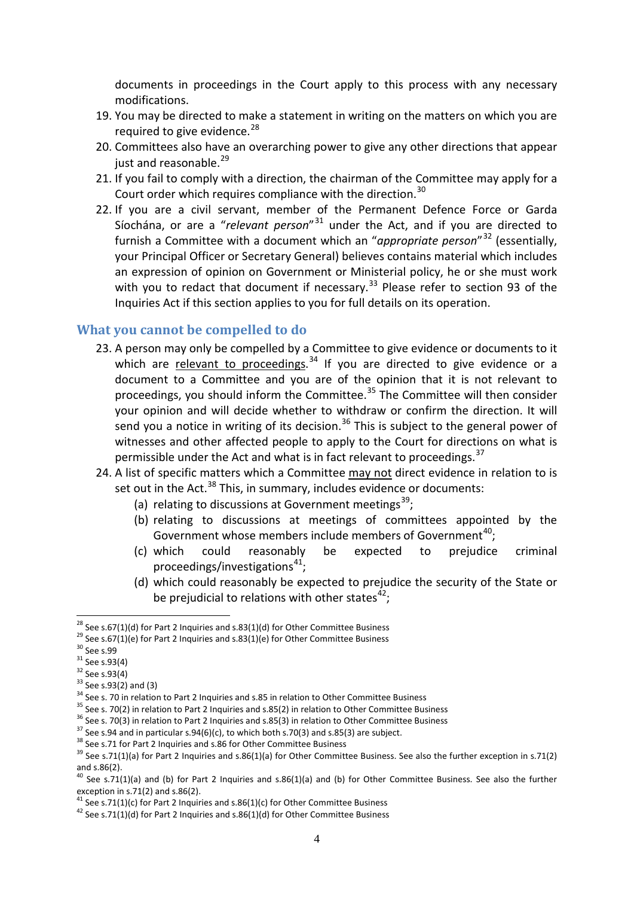documents in proceedings in the Court apply to this process with any necessary modifications.

19. You may be directed to make a statement in writing on the matters on which you are required to give evidence.[28]
20. Committees also have an overarching power to give any other directions that appear just and reasonable.[29]
21. If you fail to comply with a direction, the chairman of the Committee may apply for a Court order which requires compliance with the direction.[30]
22. If you are a civil servant, member of the Permanent Defence Force or Garda Síochána, or are a "*relevant person*"[31] under the Act, and if you are directed to furnish a Committee with a document which an "*appropriate person*"[32] (essentially, your Principal Officer or Secretary General) believes contains material which includes an expression of opinion on Government or Ministerial policy, he or she must work with you to redact that document if necessary.[33] Please refer to section 93 of the Inquiries Act if this section applies to you for full details on its operation.

## What you cannot be compelled to do

23. A person may only be compelled by a Committee to give evidence or documents to it which are <u>relevant to proceedings</u>.[34] If you are directed to give evidence or a document to a Committee and you are of the opinion that it is not relevant to proceedings, you should inform the Committee.[35] The Committee will then consider your opinion and will decide whether to withdraw or confirm the direction. It will send you a notice in writing of its decision.[36] This is subject to the general power of witnesses and other affected people to apply to the Court for directions on what is permissible under the Act and what is in fact relevant to proceedings.[37]
24. A list of specific matters which a Committee <u>may not</u> direct evidence in relation to is set out in the Act.[38] This, in summary, includes evidence or documents:
    (a) relating to discussions at Government meetings[39];
    (b) relating to discussions at meetings of committees appointed by the Government whose members include members of Government[40];
    (c) which could reasonably be expected to prejudice criminal proceedings/investigations[41];
    (d) which could reasonably be expected to prejudice the security of the State or be prejudicial to relations with other states[42];

---

[28] See s.67(1)(d) for Part 2 Inquiries and s.83(1)(d) for Other Committee Business

[29] See s.67(1)(e) for Part 2 Inquiries and s.83(1)(e) for Other Committee Business

[30] See s.99

[31] See s.93(4)

[32] See s.93(4)

[33] See s.93(2) and (3)

[34] See s. 70 in relation to Part 2 Inquiries and s.85 in relation to Other Committee Business

[35] See s. 70(2) in relation to Part 2 Inquiries and s.85(2) in relation to Other Committee Business

[36] See s. 70(3) in relation to Part 2 Inquiries and s.85(3) in relation to Other Committee Business

[37] See s.94 and in particular s.94(6)(c), to which both s.70(3) and s.85(3) are subject.

[38] See s.71 for Part 2 Inquiries and s.86 for Other Committee Business

[39] See s.71(1)(a) for Part 2 Inquiries and s.86(1)(a) for Other Committee Business. See also the further exception in s.71(2) and s.86(2).

[40] See s.71(1)(a) and (b) for Part 2 Inquiries and s.86(1)(a) and (b) for Other Committee Business. See also the further exception in s.71(2) and s.86(2).

[41] See s.71(1)(c) for Part 2 Inquiries and s.86(1)(c) for Other Committee Business

[42] See s.71(1)(d) for Part 2 Inquiries and s.86(1)(d) for Other Committee Business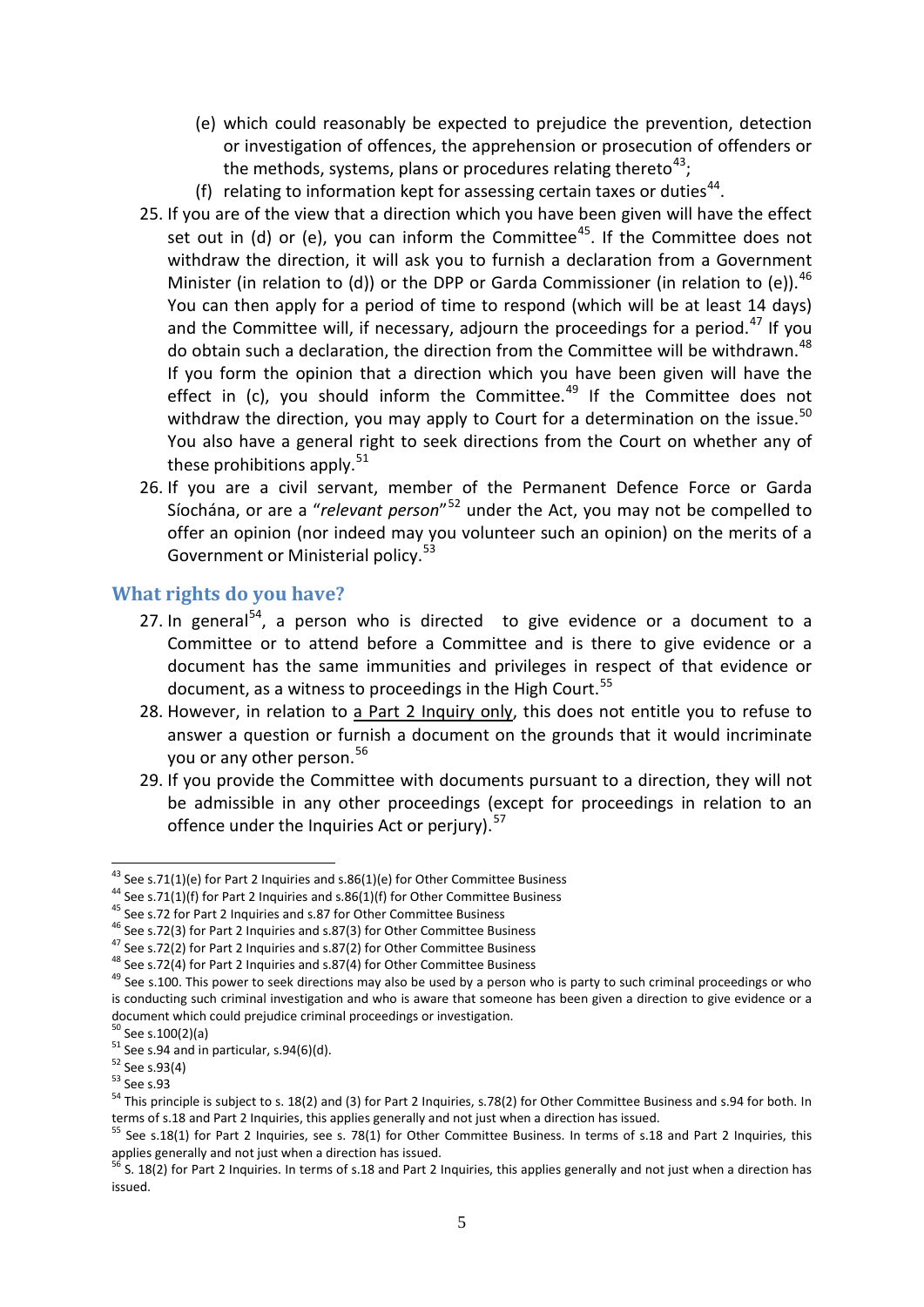(e) which could reasonably be expected to prejudice the prevention, detection or investigation of offences, the apprehension or prosecution of offenders or the methods, systems, plans or procedures relating thereto[43];

(f) relating to information kept for assessing certain taxes or duties[44].

25. If you are of the view that a direction which you have been given will have the effect set out in (d) or (e), you can inform the Committee[45]. If the Committee does not withdraw the direction, it will ask you to furnish a declaration from a Government Minister (in relation to (d)) or the DPP or Garda Commissioner (in relation to (e)).[46] You can then apply for a period of time to respond (which will be at least 14 days) and the Committee will, if necessary, adjourn the proceedings for a period.[47] If you do obtain such a declaration, the direction from the Committee will be withdrawn.[48] If you form the opinion that a direction which you have been given will have the effect in (c), you should inform the Committee.[49] If the Committee does not withdraw the direction, you may apply to Court for a determination on the issue.[50] You also have a general right to seek directions from the Court on whether any of these prohibitions apply.[51]

26. If you are a civil servant, member of the Permanent Defence Force or Garda Síochána, or are a "*relevant person*"[52] under the Act, you may not be compelled to offer an opinion (nor indeed may you volunteer such an opinion) on the merits of a Government or Ministerial policy.[53]

## What rights do you have?

27. In general[54], a person who is directed to give evidence or a document to a Committee or to attend before a Committee and is there to give evidence or a document has the same immunities and privileges in respect of that evidence or document, as a witness to proceedings in the High Court.[55]

28. However, in relation to a Part 2 Inquiry only, this does not entitle you to refuse to answer a question or furnish a document on the grounds that it would incriminate you or any other person.[56]

29. If you provide the Committee with documents pursuant to a direction, they will not be admissible in any other proceedings (except for proceedings in relation to an offence under the Inquiries Act or perjury).[57]

---

[43] See s.71(1)(e) for Part 2 Inquiries and s.86(1)(e) for Other Committee Business

[44] See s.71(1)(f) for Part 2 Inquiries and s.86(1)(f) for Other Committee Business

[45] See s.72 for Part 2 Inquiries and s.87 for Other Committee Business

[46] See s.72(3) for Part 2 Inquiries and s.87(3) for Other Committee Business

[47] See s.72(2) for Part 2 Inquiries and s.87(2) for Other Committee Business

[48] See s.72(4) for Part 2 Inquiries and s.87(4) for Other Committee Business

[49] See s.100. This power to seek directions may also be used by a person who is party to such criminal proceedings or who is conducting such criminal investigation and who is aware that someone has been given a direction to give evidence or a document which could prejudice criminal proceedings or investigation.

[50] See s.100(2)(a)

[51] See s.94 and in particular, s.94(6)(d).

[52] See s.93(4)

[53] See s.93

[54] This principle is subject to s. 18(2) and (3) for Part 2 Inquiries, s.78(2) for Other Committee Business and s.94 for both. In terms of s.18 and Part 2 Inquiries, this applies generally and not just when a direction has issued.

[55] See s.18(1) for Part 2 Inquiries, see s. 78(1) for Other Committee Business. In terms of s.18 and Part 2 Inquiries, this applies generally and not just when a direction has issued.

[56] S. 18(2) for Part 2 Inquiries. In terms of s.18 and Part 2 Inquiries, this applies generally and not just when a direction has issued.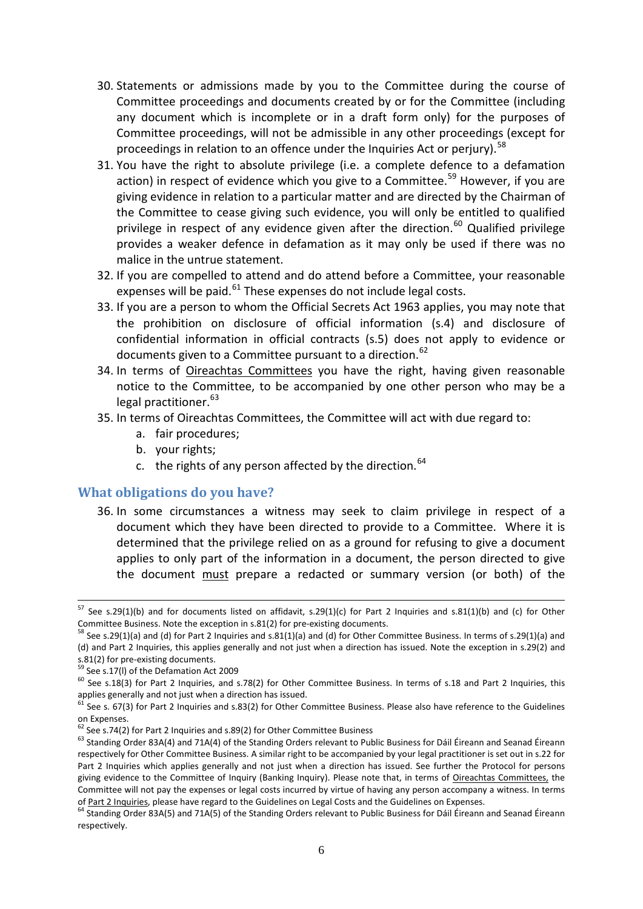30. Statements or admissions made by you to the Committee during the course of Committee proceedings and documents created by or for the Committee (including any document which is incomplete or in a draft form only) for the purposes of Committee proceedings, will not be admissible in any other proceedings (except for proceedings in relation to an offence under the Inquiries Act or perjury).[58]
31. You have the right to absolute privilege (i.e. a complete defence to a defamation action) in respect of evidence which you give to a Committee.[59] However, if you are giving evidence in relation to a particular matter and are directed by the Chairman of the Committee to cease giving such evidence, you will only be entitled to qualified privilege in respect of any evidence given after the direction.[60] Qualified privilege provides a weaker defence in defamation as it may only be used if there was no malice in the untrue statement.
32. If you are compelled to attend and do attend before a Committee, your reasonable expenses will be paid.[61] These expenses do not include legal costs.
33. If you are a person to whom the Official Secrets Act 1963 applies, you may note that the prohibition on disclosure of official information (s.4) and disclosure of confidential information in official contracts (s.5) does not apply to evidence or documents given to a Committee pursuant to a direction.[62]
34. In terms of Oireachtas Committees you have the right, having given reasonable notice to the Committee, to be accompanied by one other person who may be a legal practitioner.[63]
35. In terms of Oireachtas Committees, the Committee will act with due regard to:
    a. fair procedures;
    b. your rights;
    c. the rights of any person affected by the direction.[64]

## What obligations do you have?

36. In some circumstances a witness may seek to claim privilege in respect of a document which they have been directed to provide to a Committee. Where it is determined that the privilege relied on as a ground for refusing to give a document applies to only part of the information in a document, the person directed to give the document must prepare a redacted or summary version (or both) of the

---

[57] See s.29(1)(b) and for documents listed on affidavit, s.29(1)(c) for Part 2 Inquiries and s.81(1)(b) and (c) for Other Committee Business. Note the exception in s.81(2) for pre-existing documents.

[58] See s.29(1)(a) and (d) for Part 2 Inquiries and s.81(1)(a) and (d) for Other Committee Business. In terms of s.29(1)(a) and (d) and Part 2 Inquiries, this applies generally and not just when a direction has issued. Note the exception in s.29(2) and s.81(2) for pre-existing documents.

[59] See s.17(l) of the Defamation Act 2009

[60] See s.18(3) for Part 2 Inquiries, and s.78(2) for Other Committee Business. In terms of s.18 and Part 2 Inquiries, this applies generally and not just when a direction has issued.

[61] See s. 67(3) for Part 2 Inquiries and s.83(2) for Other Committee Business. Please also have reference to the Guidelines on Expenses.

[62] See s.74(2) for Part 2 Inquiries and s.89(2) for Other Committee Business

[63] Standing Order 83A(4) and 71A(4) of the Standing Orders relevant to Public Business for Dáil Éireann and Seanad Éireann respectively for Other Committee Business. A similar right to be accompanied by your legal practitioner is set out in s.22 for Part 2 Inquiries which applies generally and not just when a direction has issued. See further the Protocol for persons giving evidence to the Committee of Inquiry (Banking Inquiry). Please note that, in terms of Oireachtas Committees, the Committee will not pay the expenses or legal costs incurred by virtue of having any person accompany a witness. In terms of Part 2 Inquiries, please have regard to the Guidelines on Legal Costs and the Guidelines on Expenses.

[64] Standing Order 83A(5) and 71A(5) of the Standing Orders relevant to Public Business for Dáil Éireann and Seanad Éireann respectively.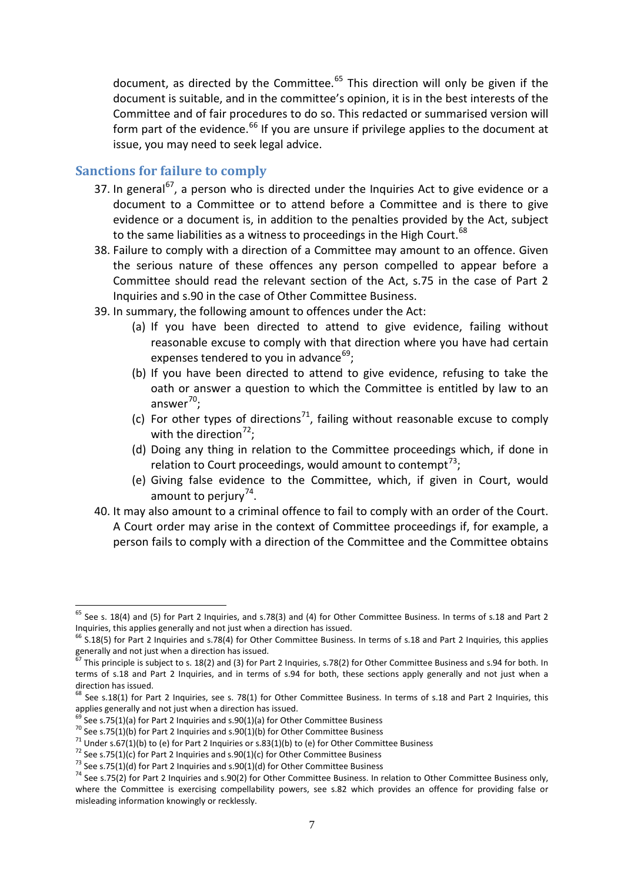document, as directed by the Committee.[65] This direction will only be given if the document is suitable, and in the committee's opinion, it is in the best interests of the Committee and of fair procedures to do so. This redacted or summarised version will form part of the evidence.[66] If you are unsure if privilege applies to the document at issue, you may need to seek legal advice.

## Sanctions for failure to comply

37. In general[67], a person who is directed under the Inquiries Act to give evidence or a document to a Committee or to attend before a Committee and is there to give evidence or a document is, in addition to the penalties provided by the Act, subject to the same liabilities as a witness to proceedings in the High Court.[68]
38. Failure to comply with a direction of a Committee may amount to an offence. Given the serious nature of these offences any person compelled to appear before a Committee should read the relevant section of the Act, s.75 in the case of Part 2 Inquiries and s.90 in the case of Other Committee Business.
39. In summary, the following amount to offences under the Act:
    (a) If you have been directed to attend to give evidence, failing without reasonable excuse to comply with that direction where you have had certain expenses tendered to you in advance[69];
    (b) If you have been directed to attend to give evidence, refusing to take the oath or answer a question to which the Committee is entitled by law to an answer[70];
    (c) For other types of directions[71], failing without reasonable excuse to comply with the direction[72];
    (d) Doing any thing in relation to the Committee proceedings which, if done in relation to Court proceedings, would amount to contempt[73];
    (e) Giving false evidence to the Committee, which, if given in Court, would amount to perjury[74].
40. It may also amount to a criminal offence to fail to comply with an order of the Court. A Court order may arise in the context of Committee proceedings if, for example, a person fails to comply with a direction of the Committee and the Committee obtains

---

[65] See s. 18(4) and (5) for Part 2 Inquiries, and s.78(3) and (4) for Other Committee Business. In terms of s.18 and Part 2 Inquiries, this applies generally and not just when a direction has issued.

[66] S.18(5) for Part 2 Inquiries and s.78(4) for Other Committee Business. In terms of s.18 and Part 2 Inquiries, this applies generally and not just when a direction has issued.

[67] This principle is subject to s. 18(2) and (3) for Part 2 Inquiries, s.78(2) for Other Committee Business and s.94 for both. In terms of s.18 and Part 2 Inquiries, and in terms of s.94 for both, these sections apply generally and not just when a direction has issued.

[68] See s.18(1) for Part 2 Inquiries, see s. 78(1) for Other Committee Business. In terms of s.18 and Part 2 Inquiries, this applies generally and not just when a direction has issued.

[69] See s.75(1)(a) for Part 2 Inquiries and s.90(1)(a) for Other Committee Business

[70] See s.75(1)(b) for Part 2 Inquiries and s.90(1)(b) for Other Committee Business

[71] Under s.67(1)(b) to (e) for Part 2 Inquiries or s.83(1)(b) to (e) for Other Committee Business

[72] See s.75(1)(c) for Part 2 Inquiries and s.90(1)(c) for Other Committee Business

[73] See s.75(1)(d) for Part 2 Inquiries and s.90(1)(d) for Other Committee Business

[74] See s.75(2) for Part 2 Inquiries and s.90(2) for Other Committee Business. In relation to Other Committee Business only, where the Committee is exercising compellability powers, see s.82 which provides an offence for providing false or misleading information knowingly or recklessly.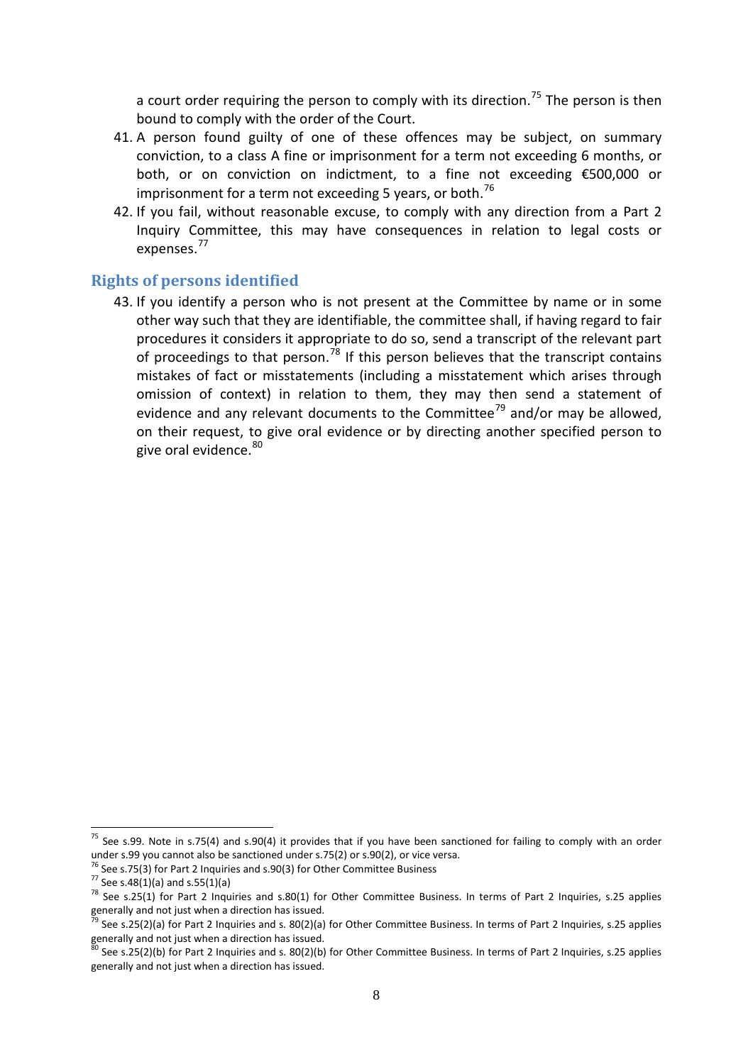a court order requiring the person to comply with its direction.[75] The person is then bound to comply with the order of the Court.

41. A person found guilty of one of these offences may be subject, on summary conviction, to a class A fine or imprisonment for a term not exceeding 6 months, or both, or on conviction on indictment, to a fine not exceeding €500,000 or imprisonment for a term not exceeding 5 years, or both.[76]
42. If you fail, without reasonable excuse, to comply with any direction from a Part 2 Inquiry Committee, this may have consequences in relation to legal costs or expenses.[77]

## Rights of persons identified

43. If you identify a person who is not present at the Committee by name or in some other way such that they are identifiable, the committee shall, if having regard to fair procedures it considers it appropriate to do so, send a transcript of the relevant part of proceedings to that person.[78] If this person believes that the transcript contains mistakes of fact or misstatements (including a misstatement which arises through omission of context) in relation to them, they may then send a statement of evidence and any relevant documents to the Committee[79] and/or may be allowed, on their request, to give oral evidence or by directing another specified person to give oral evidence.[80]

---

[75] See s.99. Note in s.75(4) and s.90(4) it provides that if you have been sanctioned for failing to comply with an order under s.99 you cannot also be sanctioned under s.75(2) or s.90(2), or vice versa.

[76] See s.75(3) for Part 2 Inquiries and s.90(3) for Other Committee Business

[77] See s.48(1)(a) and s.55(1)(a)

[78] See s.25(1) for Part 2 Inquiries and s.80(1) for Other Committee Business. In terms of Part 2 Inquiries, s.25 applies generally and not just when a direction has issued.

[79] See s.25(2)(a) for Part 2 Inquiries and s. 80(2)(a) for Other Committee Business. In terms of Part 2 Inquiries, s.25 applies generally and not just when a direction has issued.

[80] See s.25(2)(b) for Part 2 Inquiries and s. 80(2)(b) for Other Committee Business. In terms of Part 2 Inquiries, s.25 applies generally and not just when a direction has issued.